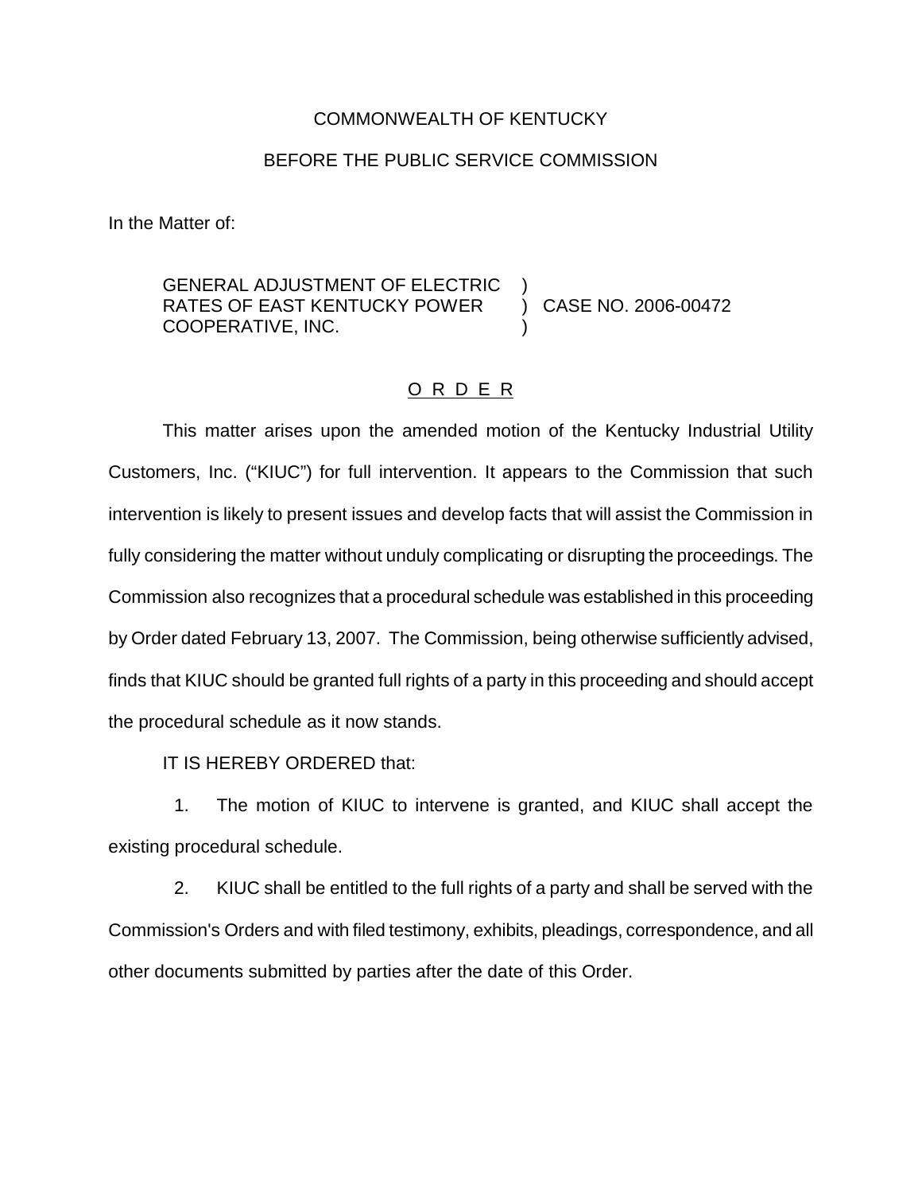COMMONWEALTH OF KENTUCKY

BEFORE THE PUBLIC SERVICE COMMISSION

In the Matter of:

GENERAL ADJUSTMENT OF ELECTRIC )
RATES OF EAST KENTUCKY POWER ) CASE NO. 2006-00472
COOPERATIVE, INC. )

# O R D E R

This matter arises upon the amended motion of the Kentucky Industrial Utility Customers, Inc. ("KIUC") for full intervention. It appears to the Commission that such intervention is likely to present issues and develop facts that will assist the Commission in fully considering the matter without unduly complicating or disrupting the proceedings. The Commission also recognizes that a procedural schedule was established in this proceeding by Order dated February 13, 2007. The Commission, being otherwise sufficiently advised, finds that KIUC should be granted full rights of a party in this proceeding and should accept the procedural schedule as it now stands.

IT IS HEREBY ORDERED that:

1. The motion of KIUC to intervene is granted, and KIUC shall accept the existing procedural schedule.

2. KIUC shall be entitled to the full rights of a party and shall be served with the Commission's Orders and with filed testimony, exhibits, pleadings, correspondence, and all other documents submitted by parties after the date of this Order.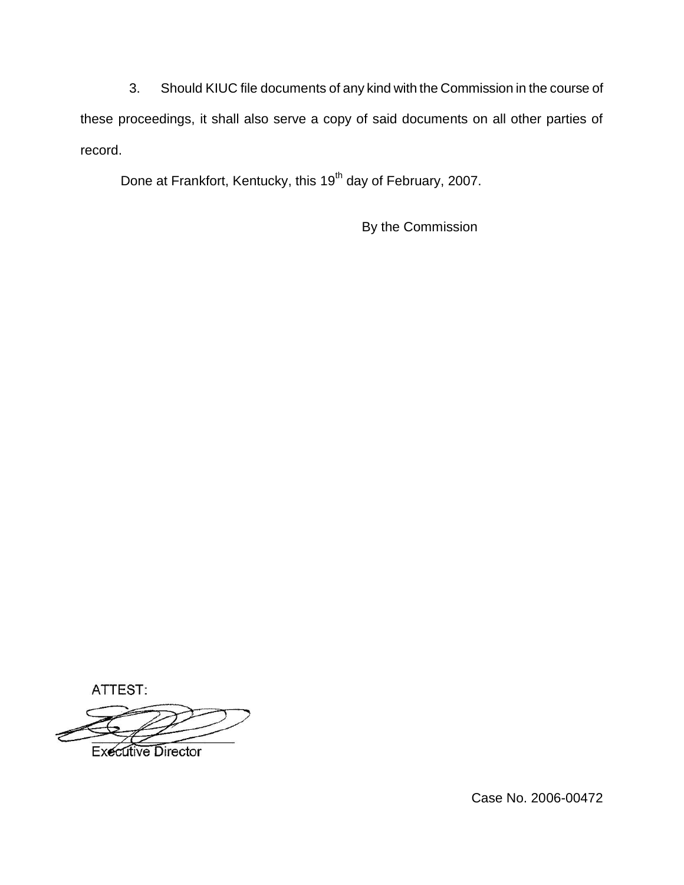3. Should KIUC file documents of any kind with the Commission in the course of these proceedings, it shall also serve a copy of said documents on all other parties of record.

Done at Frankfort, Kentucky, this 19th day of February, 2007.

By the Commission

ATTEST:

Executive Director

Case No. 2006-00472